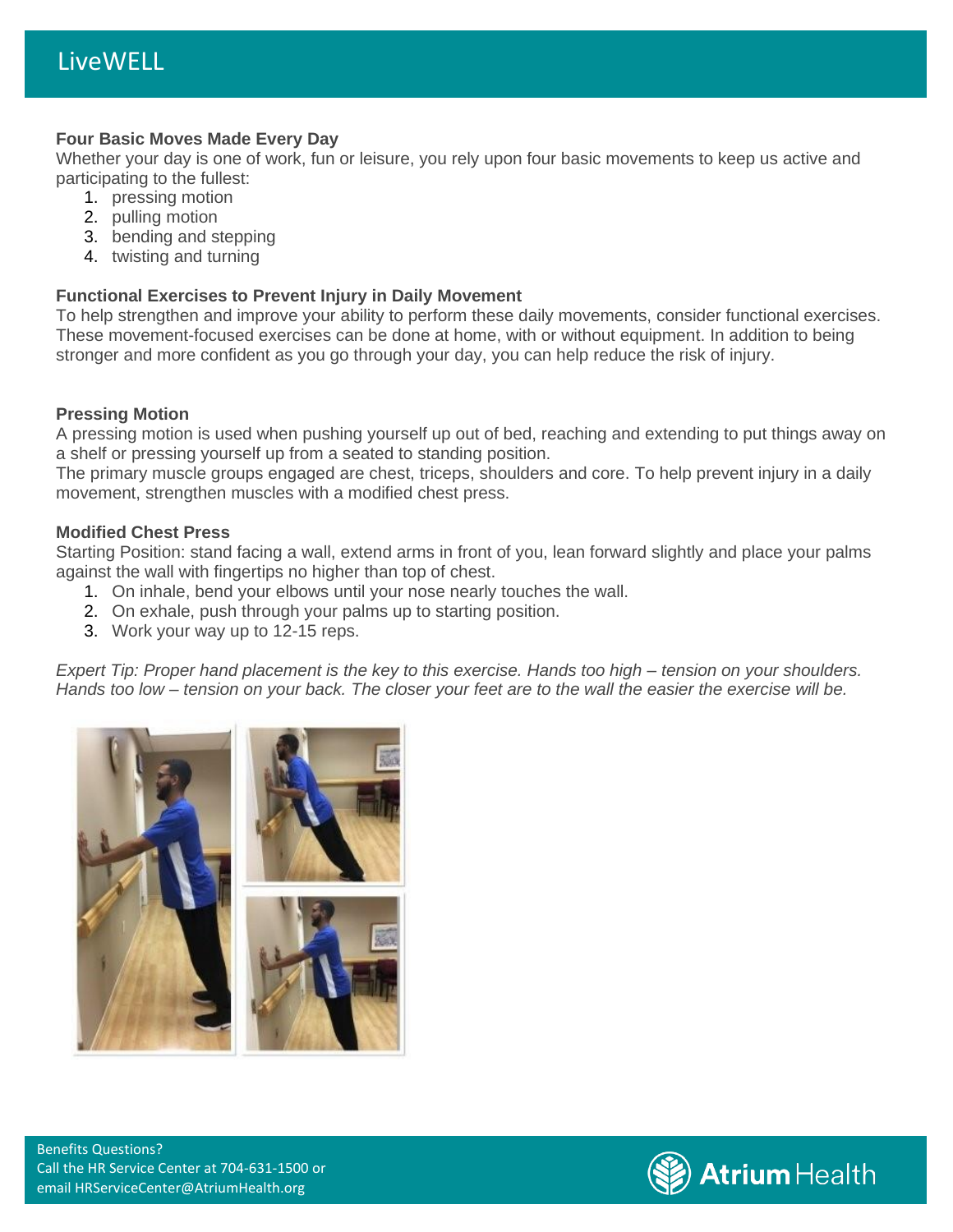# LiveWELL

### Four Basic Moves Made Every Day

Whether your day is one of work, fun or leisure, you rely upon four basic movements to keep us active and participating to the fullest:

1. pressing motion
2. pulling motion
3. bending and stepping
4. twisting and turning

### Functional Exercises to Prevent Injury in Daily Movement

To help strengthen and improve your ability to perform these daily movements, consider functional exercises. These movement-focused exercises can be done at home, with or without equipment. In addition to being stronger and more confident as you go through your day, you can help reduce the risk of injury.

### Pressing Motion

A pressing motion is used when pushing yourself up out of bed, reaching and extending to put things away on a shelf or pressing yourself up from a seated to standing position.

The primary muscle groups engaged are chest, triceps, shoulders and core. To help prevent injury in a daily movement, strengthen muscles with a modified chest press.

### Modified Chest Press

Starting Position: stand facing a wall, extend arms in front of you, lean forward slightly and place your palms against the wall with fingertips no higher than top of chest.

1. On inhale, bend your elbows until your nose nearly touches the wall.
2. On exhale, push through your palms up to starting position.
3. Work your way up to 12-15 reps.

*Expert Tip: Proper hand placement is the key to this exercise. Hands too high – tension on your shoulders. Hands too low – tension on your back. The closer your feet are to the wall the easier the exercise will be.*

Benefits Questions?
Call the HR Service Center at 704-631-1500 or
email HRServiceCenter@AtriumHealth.org

Atrium Health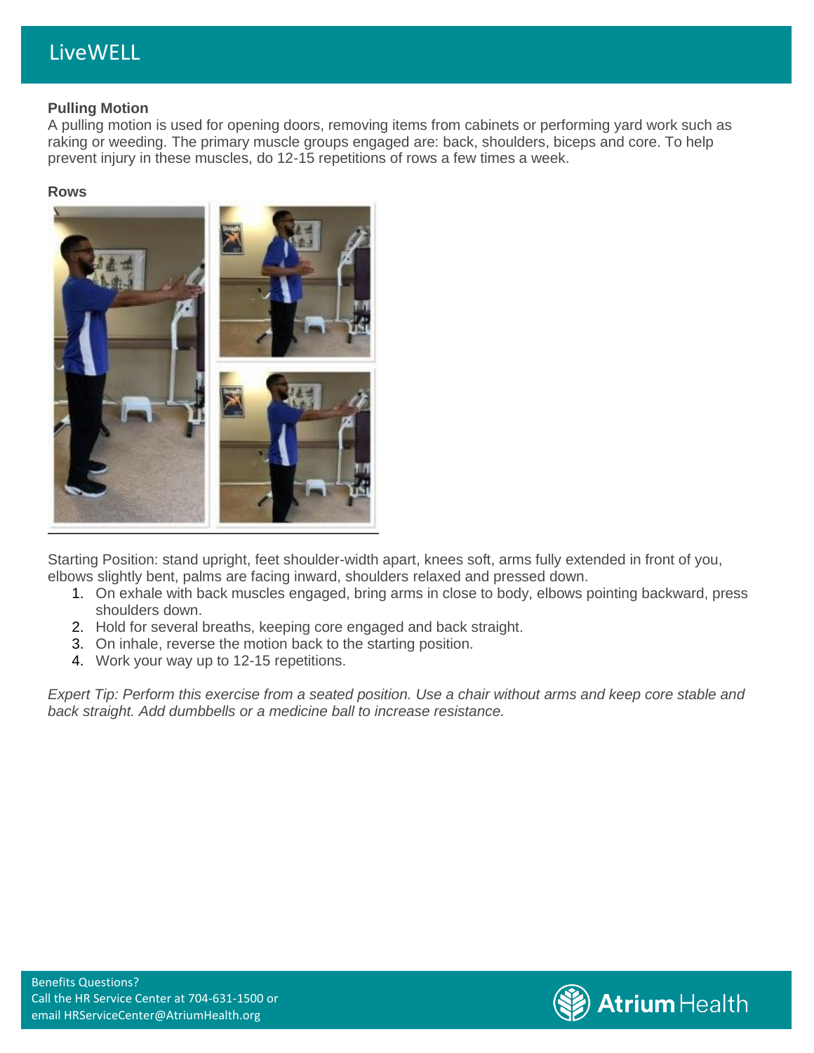## Pulling Motion

A pulling motion is used for opening doors, removing items from cabinets or performing yard work such as raking or weeding. The primary muscle groups engaged are: back, shoulders, biceps and core. To help prevent injury in these muscles, do 12-15 repetitions of rows a few times a week.

### Rows

Starting Position: stand upright, feet shoulder-width apart, knees soft, arms fully extended in front of you, elbows slightly bent, palms are facing inward, shoulders relaxed and pressed down.

1. On exhale with back muscles engaged, bring arms in close to body, elbows pointing backward, press shoulders down.
2. Hold for several breaths, keeping core engaged and back straight.
3. On inhale, reverse the motion back to the starting position.
4. Work your way up to 12-15 repetitions.

*Expert Tip: Perform this exercise from a seated position. Use a chair without arms and keep core stable and back straight. Add dumbbells or a medicine ball to increase resistance.*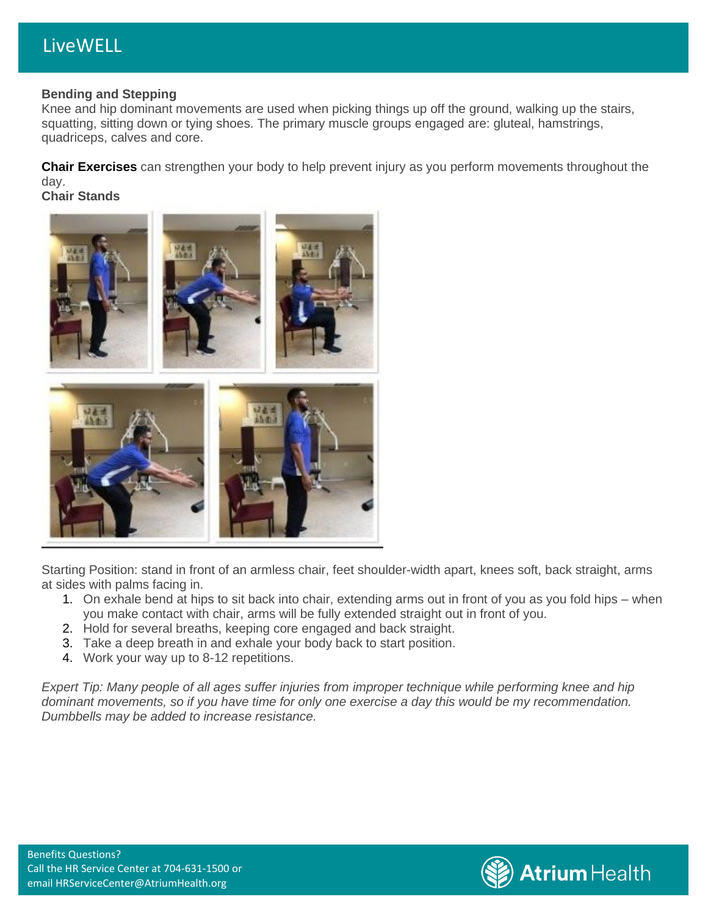## Bending and Stepping

Knee and hip dominant movements are used when picking things up off the ground, walking up the stairs, squatting, sitting down or tying shoes. The primary muscle groups engaged are: gluteal, hamstrings, quadriceps, calves and core.

**Chair Exercises** can strengthen your body to help prevent injury as you perform movements throughout the day.

**Chair Stands**

Starting Position: stand in front of an armless chair, feet shoulder-width apart, knees soft, back straight, arms at sides with palms facing in.

1. On exhale bend at hips to sit back into chair, extending arms out in front of you as you fold hips – when you make contact with chair, arms will be fully extended straight out in front of you.
2. Hold for several breaths, keeping core engaged and back straight.
3. Take a deep breath in and exhale your body back to start position.
4. Work your way up to 8-12 repetitions.

*Expert Tip: Many people of all ages suffer injuries from improper technique while performing knee and hip dominant movements, so if you have time for only one exercise a day this would be my recommendation. Dumbbells may be added to increase resistance.*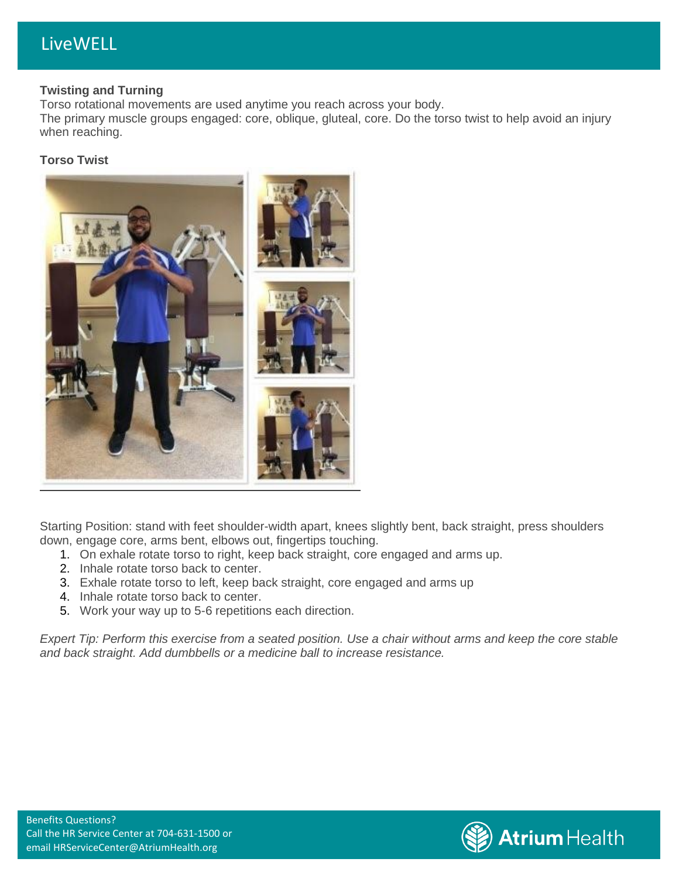### Twisting and Turning

Torso rotational movements are used anytime you reach across your body.
The primary muscle groups engaged: core, oblique, gluteal, core. Do the torso twist to help avoid an injury when reaching.

### Torso Twist

Starting Position: stand with feet shoulder-width apart, knees slightly bent, back straight, press shoulders down, engage core, arms bent, elbows out, fingertips touching.

1. On exhale rotate torso to right, keep back straight, core engaged and arms up.
2. Inhale rotate torso back to center.
3. Exhale rotate torso to left, keep back straight, core engaged and arms up
4. Inhale rotate torso back to center.
5. Work your way up to 5-6 repetitions each direction.

*Expert Tip: Perform this exercise from a seated position. Use a chair without arms and keep the core stable and back straight. Add dumbbells or a medicine ball to increase resistance.*